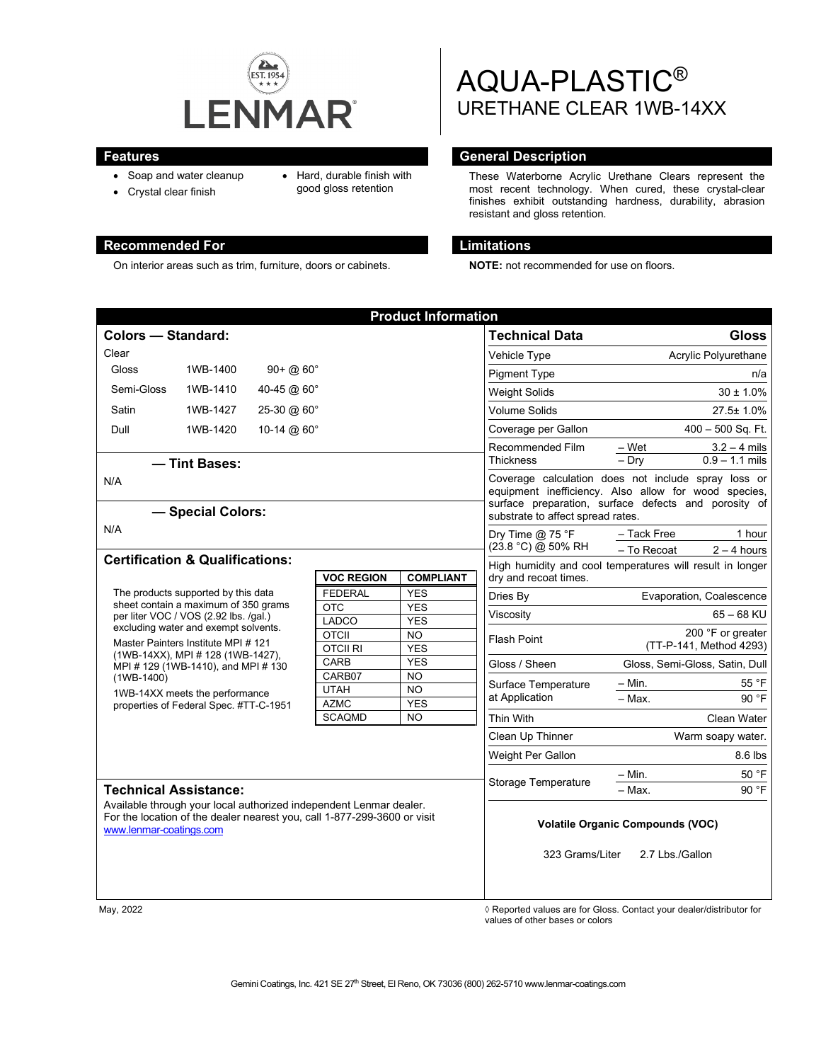# AQUA-PLASTIC®

## URETHANE CLEAR 1WB-14XX

## Features

- Soap and water cleanup
- Crystal clear finish
- Hard, durable finish with good gloss retention

## General Description

These Waterborne Acrylic Urethane Clears represent the most recent technology. When cured, these crystal-clear finishes exhibit outstanding hardness, durability, abrasion resistant and gloss retention.

## Recommended For

On interior areas such as trim, furniture, doors or cabinets.

## Limitations

**NOTE:** not recommended for use on floors.

## Product Information

### Colors — Standard:

Clear

| | | |
|---|---|---|
| Gloss | 1WB-1400 | 90+ @ 60° |
| Semi-Gloss | 1WB-1410 | 40-45 @ 60° |
| Satin | 1WB-1427 | 25-30 @ 60° |
| Dull | 1WB-1420 | 10-14 @ 60° |

### — Tint Bases:

N/A

### — Special Colors:

N/A

### Certification & Qualifications:

The products supported by this data sheet contain a maximum of 350 grams per liter VOC / VOS (2.92 lbs. /gal.) excluding water and exempt solvents.

Master Painters Institute MPI # 121 (1WB-14XX), MPI # 128 (1WB-1427), MPI # 129 (1WB-1410), and MPI # 130 (1WB-1400)

1WB-14XX meets the performance properties of Federal Spec. #TT-C-1951

| VOC REGION | COMPLIANT |
|---|---|
| FEDERAL | YES |
| OTC | YES |
| LADCO | YES |
| OTCII | NO |
| OTCII RI | YES |
| CARB | YES |
| CARB07 | NO |
| UTAH | NO |
| AZMC | YES |
| SCAQMD | NO |

### Technical Assistance:

Available through your local authorized independent Lenmar dealer. For the location of the dealer nearest you, call 1-877-299-3600 or visit www.lenmar-coatings.com

| Technical Data | | Gloss |
|---|---|---|
| Vehicle Type | | Acrylic Polyurethane |
| Pigment Type | | n/a |
| Weight Solids | | 30 ± 1.0% |
| Volume Solids | | 27.5± 1.0% |
| Coverage per Gallon | | 400 – 500 Sq. Ft. |
| Recommended Film Thickness | – Wet | 3.2 – 4 mils |
| | – Dry | 0.9 – 1.1 mils |
| Coverage calculation does not include spray loss or equipment inefficiency. Also allow for wood species, surface preparation, surface defects and porosity of substrate to affect spread rates. | | |
| Dry Time @ 75 °F (23.8 °C) @ 50% RH | – Tack Free | 1 hour |
| | – To Recoat | 2 – 4 hours |
| High humidity and cool temperatures will result in longer dry and recoat times. | | |
| Dries By | | Evaporation, Coalescence |
| Viscosity | | 65 – 68 KU |
| Flash Point | | 200 °F or greater (TT-P-141, Method 4293) |
| Gloss / Sheen | | Gloss, Semi-Gloss, Satin, Dull |
| Surface Temperature at Application | – Min. | 55 °F |
| | – Max. | 90 °F |
| Thin With | | Clean Water |
| Clean Up Thinner | | Warm soapy water. |
| Weight Per Gallon | | 8.6 lbs |
| Storage Temperature | – Min. | 50 °F |
| | – Max. | 90 °F |

**Volatile Organic Compounds (VOC)**

323 Grams/Liter 2.7 Lbs./Gallon

May, 2022

◊ Reported values are for Gloss. Contact your dealer/distributor for values of other bases or colors

Gemini Coatings, Inc. 421 SE 27th Street, El Reno, OK 73036 (800) 262-5710 www.lenmar-coatings.com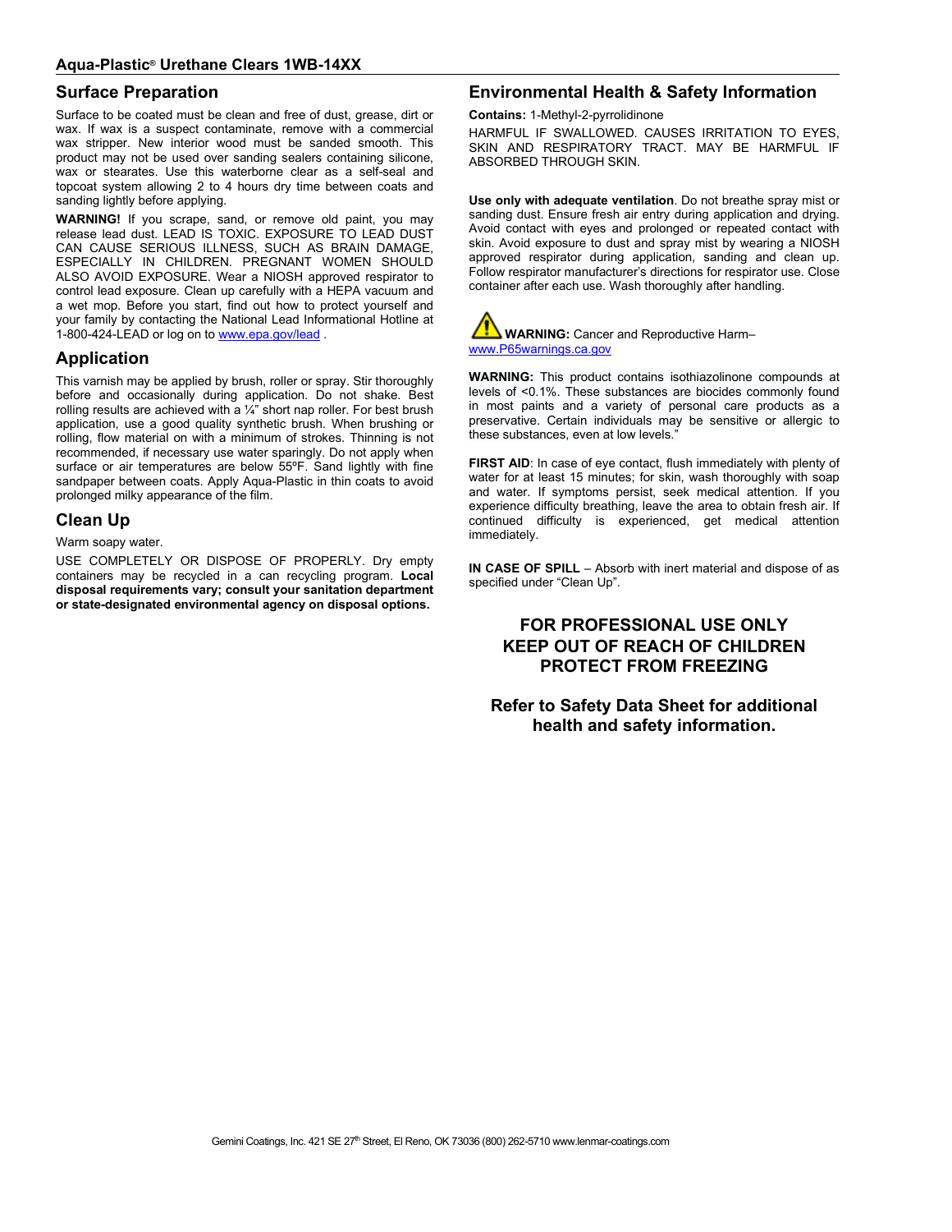Aqua-Plastic® Urethane Clears 1WB-14XX

## Surface Preparation

Surface to be coated must be clean and free of dust, grease, dirt or wax. If wax is a suspect contaminate, remove with a commercial wax stripper. New interior wood must be sanded smooth. This product may not be used over sanding sealers containing silicone, wax or stearates. Use this waterborne clear as a self-seal and topcoat system allowing 2 to 4 hours dry time between coats and sanding lightly before applying.

**WARNING!** If you scrape, sand, or remove old paint, you may release lead dust. LEAD IS TOXIC. EXPOSURE TO LEAD DUST CAN CAUSE SERIOUS ILLNESS, SUCH AS BRAIN DAMAGE, ESPECIALLY IN CHILDREN. PREGNANT WOMEN SHOULD ALSO AVOID EXPOSURE. Wear a NIOSH approved respirator to control lead exposure. Clean up carefully with a HEPA vacuum and a wet mop. Before you start, find out how to protect yourself and your family by contacting the National Lead Informational Hotline at 1-800-424-LEAD or log on to www.epa.gov/lead .

## Application

This varnish may be applied by brush, roller or spray. Stir thoroughly before and occasionally during application. Do not shake. Best rolling results are achieved with a ¼" short nap roller. For best brush application, use a good quality synthetic brush. When brushing or rolling, flow material on with a minimum of strokes. Thinning is not recommended, if necessary use water sparingly. Do not apply when surface or air temperatures are below 55ºF. Sand lightly with fine sandpaper between coats. Apply Aqua-Plastic in thin coats to avoid prolonged milky appearance of the film.

## Clean Up

Warm soapy water.

USE COMPLETELY OR DISPOSE OF PROPERLY. Dry empty containers may be recycled in a can recycling program. **Local disposal requirements vary; consult your sanitation department or state-designated environmental agency on disposal options.**

## Environmental Health & Safety Information

**Contains:** 1-Methyl-2-pyrrolidinone

HARMFUL IF SWALLOWED. CAUSES IRRITATION TO EYES, SKIN AND RESPIRATORY TRACT. MAY BE HARMFUL IF ABSORBED THROUGH SKIN.

**Use only with adequate ventilation**. Do not breathe spray mist or sanding dust. Ensure fresh air entry during application and drying. Avoid contact with eyes and prolonged or repeated contact with skin. Avoid exposure to dust and spray mist by wearing a NIOSH approved respirator during application, sanding and clean up. Follow respirator manufacturer's directions for respirator use. Close container after each use. Wash thoroughly after handling.

⚠ **WARNING:** Cancer and Reproductive Harm– www.P65warnings.ca.gov

**WARNING:** This product contains isothiazolinone compounds at levels of <0.1%. These substances are biocides commonly found in most paints and a variety of personal care products as a preservative. Certain individuals may be sensitive or allergic to these substances, even at low levels."

**FIRST AID**: In case of eye contact, flush immediately with plenty of water for at least 15 minutes; for skin, wash thoroughly with soap and water. If symptoms persist, seek medical attention. If you experience difficulty breathing, leave the area to obtain fresh air. If continued difficulty is experienced, get medical attention immediately.

**IN CASE OF SPILL** – Absorb with inert material and dispose of as specified under "Clean Up".

**FOR PROFESSIONAL USE ONLY**
**KEEP OUT OF REACH OF CHILDREN**
**PROTECT FROM FREEZING**

**Refer to Safety Data Sheet for additional health and safety information.**

Gemini Coatings, Inc. 421 SE 27th Street, El Reno, OK 73036 (800) 262-5710 www.lenmar-coatings.com